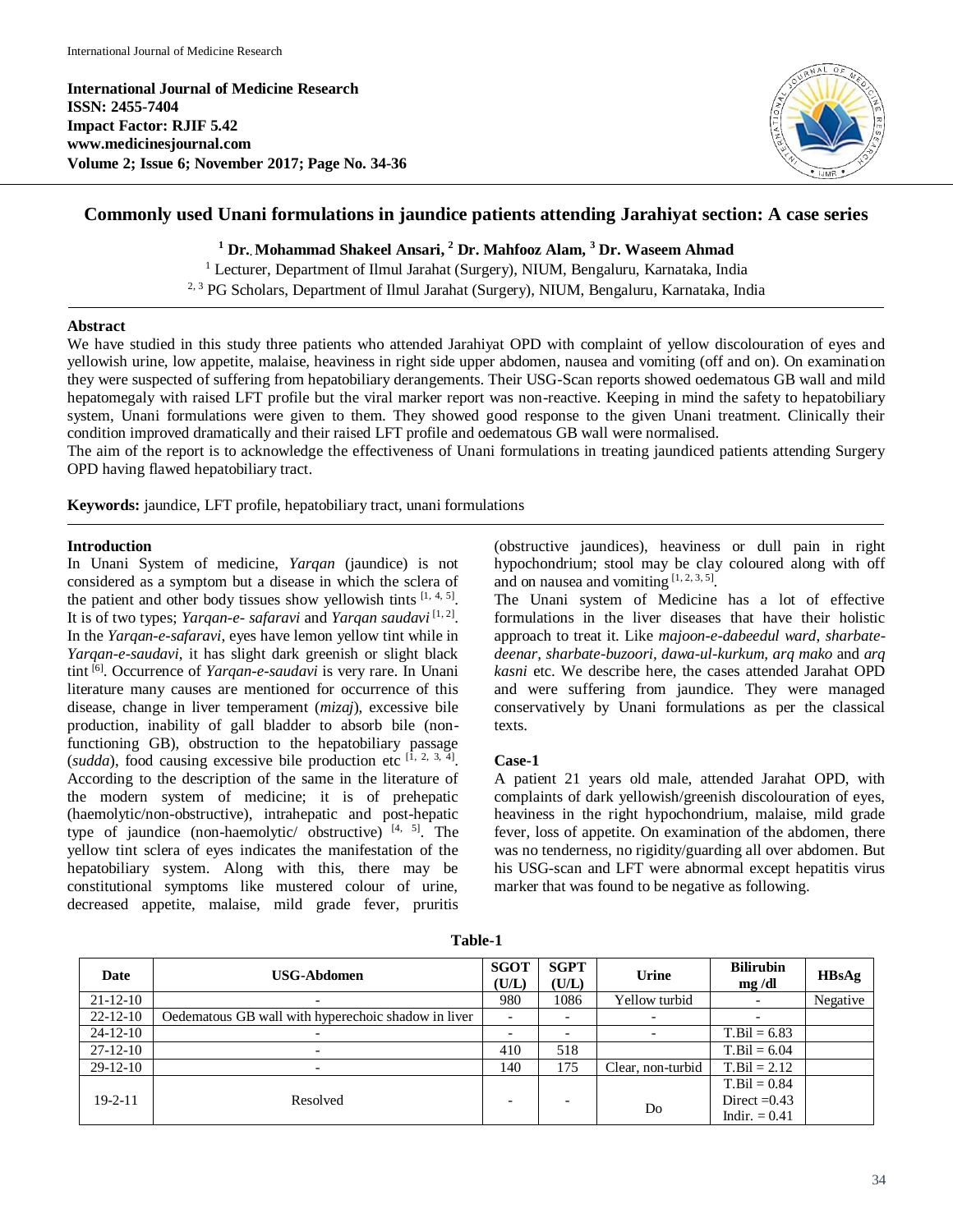# Commonly used Unani formulations in jaundice patients attending Jarahiyat section: A case series

[1] Dr. Mohammad Shakeel Ansari, [2] Dr. Mahfooz Alam, [3] Dr. Waseem Ahmad

[1] Lecturer, Department of Ilmul Jarahat (Surgery), NIUM, Bengaluru, Karnataka, India

[2, 3] PG Scholars, Department of Ilmul Jarahat (Surgery), NIUM, Bengaluru, Karnataka, India

## Abstract

We have studied in this study three patients who attended Jarahiyat OPD with complaint of yellow discolouration of eyes and yellowish urine, low appetite, malaise, heaviness in right side upper abdomen, nausea and vomiting (off and on). On examination they were suspected of suffering from hepatobiliary derangements. Their USG-Scan reports showed oedematous GB wall and mild hepatomegaly with raised LFT profile but the viral marker report was non-reactive. Keeping in mind the safety to hepatobiliary system, Unani formulations were given to them. They showed good response to the given Unani treatment. Clinically their condition improved dramatically and their raised LFT profile and oedematous GB wall were normalised.

The aim of the report is to acknowledge the effectiveness of Unani formulations in treating jaundiced patients attending Surgery OPD having flawed hepatobiliary tract.

**Keywords:** jaundice, LFT profile, hepatobiliary tract, unani formulations

## Introduction

In Unani System of medicine, *Yarqan* (jaundice) is not considered as a symptom but a disease in which the sclera of the patient and other body tissues show yellowish tints [1, 4, 5]. It is of two types; *Yarqan-e- safaravi* and *Yarqan saudavi* [1, 2]. In the *Yarqan-e-safaravi*, eyes have lemon yellow tint while in *Yarqan-e-saudavi*, it has slight dark greenish or slight black tint [6]. Occurrence of *Yarqan-e-saudavi* is very rare. In Unani literature many causes are mentioned for occurrence of this disease, change in liver temperament (*mizaj*), excessive bile production, inability of gall bladder to absorb bile (non-functioning GB), obstruction to the hepatobiliary passage (*sudda*), food causing excessive bile production etc [1, 2, 3, 4]. According to the description of the same in the literature of the modern system of medicine; it is of prehepatic (haemolytic/non-obstructive), intrahepatic and post-hepatic type of jaundice (non-haemolytic/ obstructive) [4, 5]. The yellow tint sclera of eyes indicates the manifestation of the hepatobiliary system. Along with this, there may be constitutional symptoms like mustered colour of urine, decreased appetite, malaise, mild grade fever, pruritis (obstructive jaundices), heaviness or dull pain in right hypochondrium; stool may be clay coloured along with off and on nausea and vomiting [1, 2, 3, 5].

The Unani system of Medicine has a lot of effective formulations in the liver diseases that have their holistic approach to treat it. Like *majoon-e-dabeedul ward*, *sharbate-deenar*, *sharbate-buzoori*, *dawa-ul-kurkum*, *arq mako* and *arq kasni* etc. We describe here, the cases attended Jarahat OPD and were suffering from jaundice. They were managed conservatively by Unani formulations as per the classical texts.

### Case-1

A patient 21 years old male, attended Jarahat OPD, with complaints of dark yellowish/greenish discolouration of eyes, heaviness in the right hypochondrium, malaise, mild grade fever, loss of appetite. On examination of the abdomen, there was no tenderness, no rigidity/guarding all over abdomen. But his USG-scan and LFT were abnormal except hepatitis virus marker that was found to be negative as following.

**Table-1**

| Date | USG-Abdomen | SGOT (U/L) | SGPT (U/L) | Urine | Bilirubin mg /dl | HBsAg |
|---|---|---|---|---|---|---|
| 21-12-10 | - | 980 | 1086 | Yellow turbid | - | Negative |
| 22-12-10 | Oedematous GB wall with hyperechoic shadow in liver | - | - | - | - | |
| 24-12-10 | - | - | - | - | T.Bil = 6.83 | |
| 27-12-10 | - | 410 | 518 | | T.Bil = 6.04 | |
| 29-12-10 | - | 140 | 175 | Clear, non-turbid | T.Bil = 2.12 | |
| 19-2-11 | Resolved | - | - | Do | T.Bil = 0.84<br>Direct =0.43<br>Indir. = 0.41 | |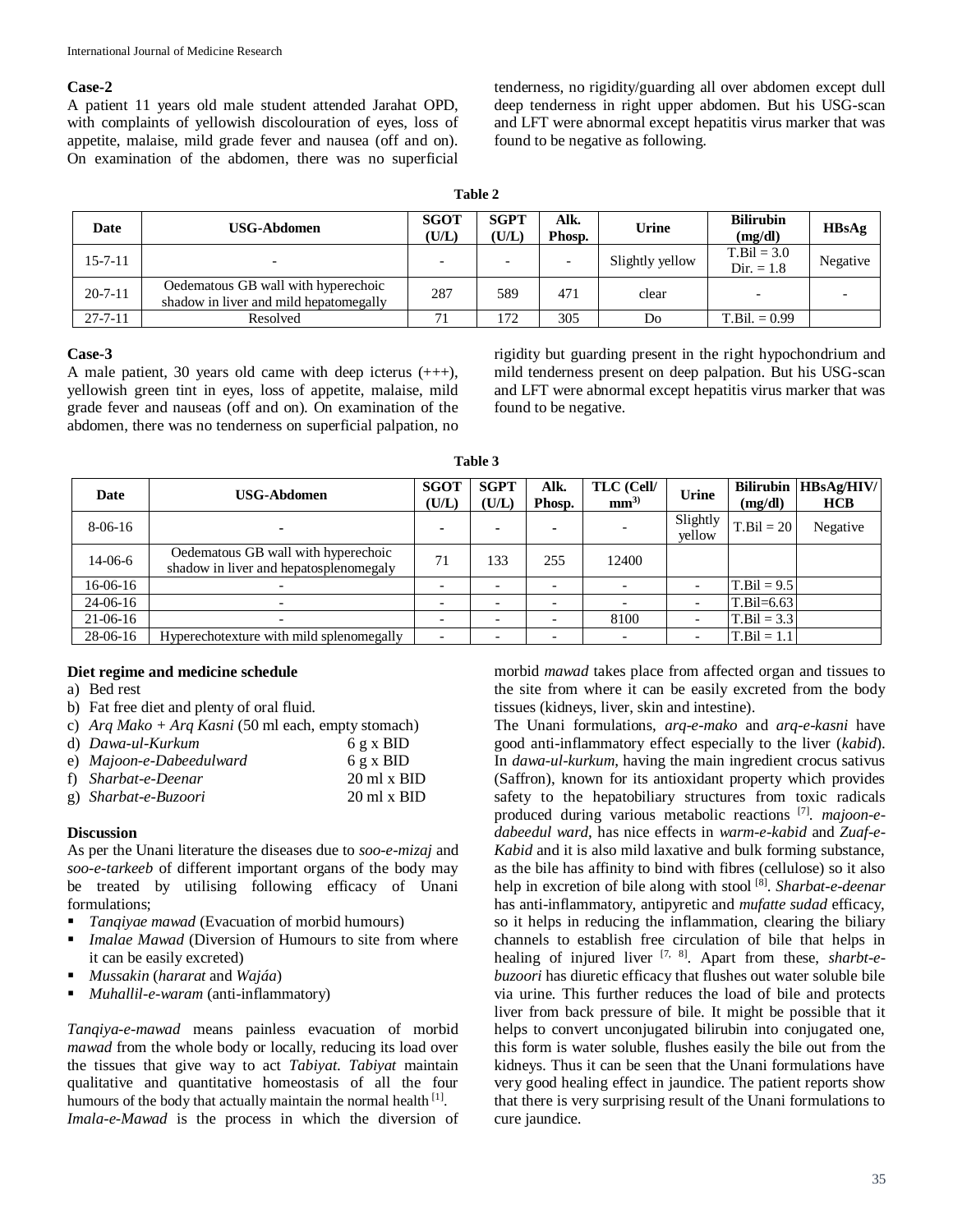### Case-2

A patient 11 years old male student attended Jarahat OPD, with complaints of yellowish discolouration of eyes, loss of appetite, malaise, mild grade fever and nausea (off and on). On examination of the abdomen, there was no superficial tenderness, no rigidity/guarding all over abdomen except dull deep tenderness in right upper abdomen. But his USG-scan and LFT were abnormal except hepatitis virus marker that was found to be negative as following.

**Table 2**

| Date | USG-Abdomen | SGOT (U/L) | SGPT (U/L) | Alk. Phosp. | Urine | Bilirubin (mg/dl) | HBsAg |
|---|---|---|---|---|---|---|---|
| 15-7-11 | - | - | - | - | Slightly yellow | T.Bil = 3.0 Dir. = 1.8 | Negative |
| 20-7-11 | Oedematous GB wall with hyperechoic shadow in liver and mild hepatomegally | 287 | 589 | 471 | clear | - | - |
| 27-7-11 | Resolved | 71 | 172 | 305 | Do | T.Bil. = 0.99 | |

### Case-3

A male patient, 30 years old came with deep icterus (+++), yellowish green tint in eyes, loss of appetite, malaise, mild grade fever and nauseas (off and on). On examination of the abdomen, there was no tenderness on superficial palpation, no rigidity but guarding present in the right hypochondrium and mild tenderness present on deep palpation. But his USG-scan and LFT were abnormal except hepatitis virus marker that was found to be negative.

**Table 3**

| Date | USG-Abdomen | SGOT (U/L) | SGPT (U/L) | Alk. Phosp. | TLC (Cell/ $mm^3$) | Urine | Bilirubin (mg/dl) | HBsAg/HIV/ HCB |
|---|---|---|---|---|---|---|---|---|
| 8-06-16 | - | - | - | - | - | Slightly yellow | T.Bil = 20 | Negative |
| 14-06-6 | Oedematous GB wall with hyperechoic shadow in liver and hepatosplenomegaly | 71 | 133 | 255 | 12400 | | | |
| 16-06-16 | - | - | - | - | - | - | T.Bil = 9.5 | |
| 24-06-16 | - | - | - | - | - | - | T.Bil=6.63 | |
| 21-06-16 | - | - | - | - | 8100 | - | T.Bil = 3.3 | |
| 28-06-16 | Hyperechotexture with mild splenomegally | - | - | - | - | - | T.Bil = 1.1 | |

### Diet regime and medicine schedule

a) Bed rest
b) Fat free diet and plenty of oral fluid.
c) *Arq Mako* + *Arq Kasni* (50 ml each, empty stomach)
d) *Dawa-ul-Kurkum* 6 g x BID
e) *Majoon-e-Dabeedulward* 6 g x BID
f) *Sharbat-e-Deenar* 20 ml x BID
g) *Sharbat-e-Buzoori* 20 ml x BID

### Discussion

As per the Unani literature the diseases due to *soo-e-mizaj* and *soo-e-tarkeeb* of different important organs of the body may be treated by utilising following efficacy of Unani formulations;

- *Tanqiyae mawad* (Evacuation of morbid humours)
- *Imalae Mawad* (Diversion of Humours to site from where it can be easily excreted)
- *Mussakin* (*hararat* and *Wajáa*)
- *Muhallil-e-waram* (anti-inflammatory)

*Tanqiya-e-mawad* means painless evacuation of morbid *mawad* from the whole body or locally, reducing its load over the tissues that give way to act *Tabiyat*. *Tabiyat* maintain qualitative and quantitative homeostasis of all the four humours of the body that actually maintain the normal health [1].

*Imala-e-Mawad* is the process in which the diversion of morbid *mawad* takes place from affected organ and tissues to the site from where it can be easily excreted from the body tissues (kidneys, liver, skin and intestine).

The Unani formulations, *arq-e-mako* and *arq-e-kasni* have good anti-inflammatory effect especially to the liver (*kabid*). In *dawa-ul-kurkum*, having the main ingredient crocus sativus (Saffron), known for its antioxidant property which provides safety to the hepatobiliary structures from toxic radicals produced during various metabolic reactions [7]. *majoon-e-dabeedul ward*, has nice effects in *warm-e-kabid* and *Zuaf-e-Kabid* and it is also mild laxative and bulk forming substance, as the bile has affinity to bind with fibres (cellulose) so it also help in excretion of bile along with stool [8]. *Sharbat-e-deenar* has anti-inflammatory, antipyretic and *mufatte sudad* efficacy, so it helps in reducing the inflammation, clearing the biliary channels to establish free circulation of bile that helps in healing of injured liver [7, 8]. Apart from these, *sharbt-e-buzoori* has diuretic efficacy that flushes out water soluble bile via urine. This further reduces the load of bile and protects liver from back pressure of bile. It might be possible that it helps to convert unconjugated bilirubin into conjugated one, this form is water soluble, flushes easily the bile out from the kidneys. Thus it can be seen that the Unani formulations have very good healing effect in jaundice. The patient reports show that there is very surprising result of the Unani formulations to cure jaundice.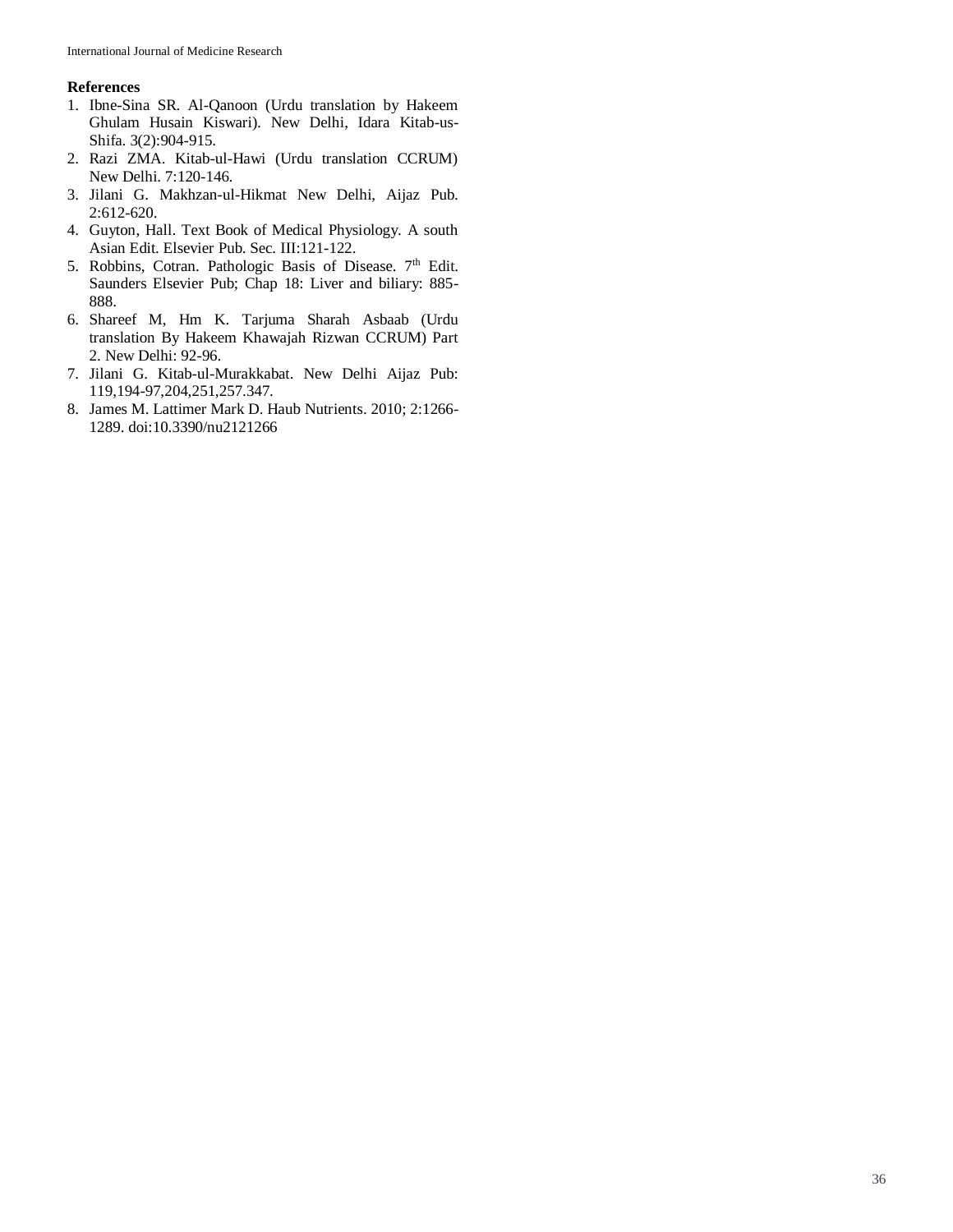## References

1. Ibne-Sina SR. Al-Qanoon (Urdu translation by Hakeem Ghulam Husain Kiswari). New Delhi, Idara Kitab-us-Shifa. 3(2):904-915.
2. Razi ZMA. Kitab-ul-Hawi (Urdu translation CCRUM) New Delhi. 7:120-146.
3. Jilani G. Makhzan-ul-Hikmat New Delhi, Aijaz Pub. 2:612-620.
4. Guyton, Hall. Text Book of Medical Physiology. A south Asian Edit. Elsevier Pub. Sec. III:121-122.
5. Robbins, Cotran. Pathologic Basis of Disease. 7th Edit. Saunders Elsevier Pub; Chap 18: Liver and biliary: 885-888.
6. Shareef M, Hm K. Tarjuma Sharah Asbaab (Urdu translation By Hakeem Khawajah Rizwan CCRUM) Part 2. New Delhi: 92-96.
7. Jilani G. Kitab-ul-Murakkabat. New Delhi Aijaz Pub: 119,194-97,204,251,257.347.
8. James M. Lattimer Mark D. Haub Nutrients. 2010; 2:1266-1289. doi:10.3390/nu2121266